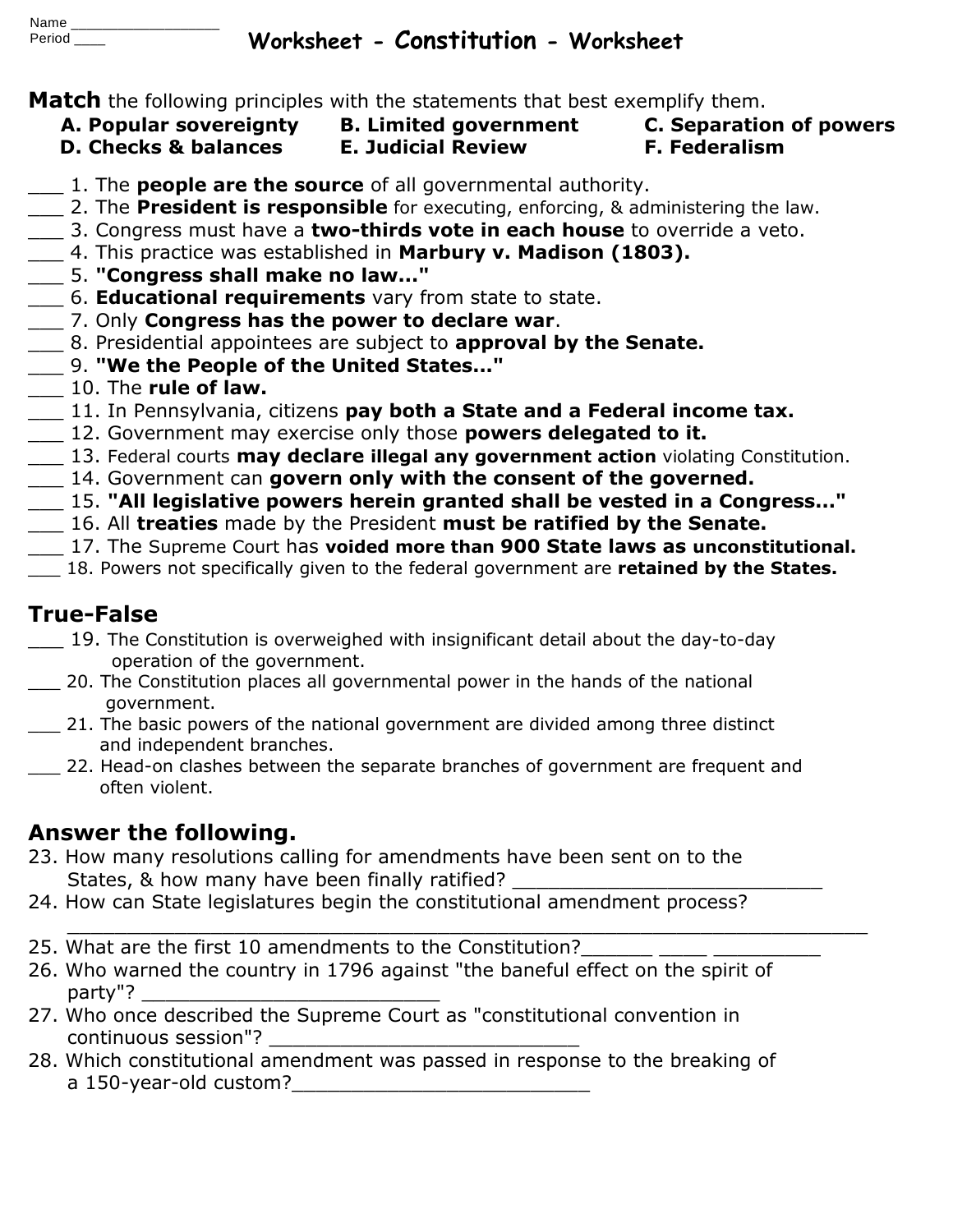Name ________________
Period ____

# Worksheet - Constitution - Worksheet

**Match** the following principles with the statements that best exemplify them.

**A. Popular sovereignty** **B. Limited government** **C. Separation of powers**
**D. Checks & balances** **E. Judicial Review** **F. Federalism**

___ 1. The **people are the source** of all governmental authority.
___ 2. The **President is responsible** for executing, enforcing, & administering the law.
___ 3. Congress must have a **two-thirds vote in each house** to override a veto.
___ 4. This practice was established in **Marbury v. Madison (1803).**
___ 5. **"Congress shall make no law..."**
___ 6. **Educational requirements** vary from state to state.
___ 7. Only **Congress has the power to declare war**.
___ 8. Presidential appointees are subject to **approval by the Senate.**
___ 9. **"We the People of the United States..."**
___ 10. The **rule of law.**
___ 11. In Pennsylvania, citizens **pay both a State and a Federal income tax.**
___ 12. Government may exercise only those **powers delegated to it.**
___ 13. Federal courts **may declare illegal any government action** violating Constitution.
___ 14. Government can **govern only with the consent of the governed.**
___ 15. **"All legislative powers herein granted shall be vested in a Congress..."**
___ 16. All **treaties** made by the President **must be ratified by the Senate.**
___ 17. The Supreme Court has **voided more than 900 State laws as unconstitutional.**
___ 18. Powers not specifically given to the federal government are **retained by the States.**

## True-False

___ 19. The Constitution is overweighed with insignificant detail about the day-to-day operation of the government.
___ 20. The Constitution places all governmental power in the hands of the national government.
___ 21. The basic powers of the national government are divided among three distinct and independent branches.
___ 22. Head-on clashes between the separate branches of government are frequent and often violent.

## Answer the following.

23. How many resolutions calling for amendments have been sent on to the States, & how many have been finally ratified? __________________________
24. How can State legislatures begin the constitutional amendment process?
____________________________________________________________________
25. What are the first 10 amendments to the Constitution?______ ____ _________
26. Who warned the country in 1796 against "the baneful effect on the spirit of party"? _________________________
27. Who once described the Supreme Court as "constitutional convention in continuous session"? __________________________
28. Which constitutional amendment was passed in response to the breaking of a 150-year-old custom?_________________________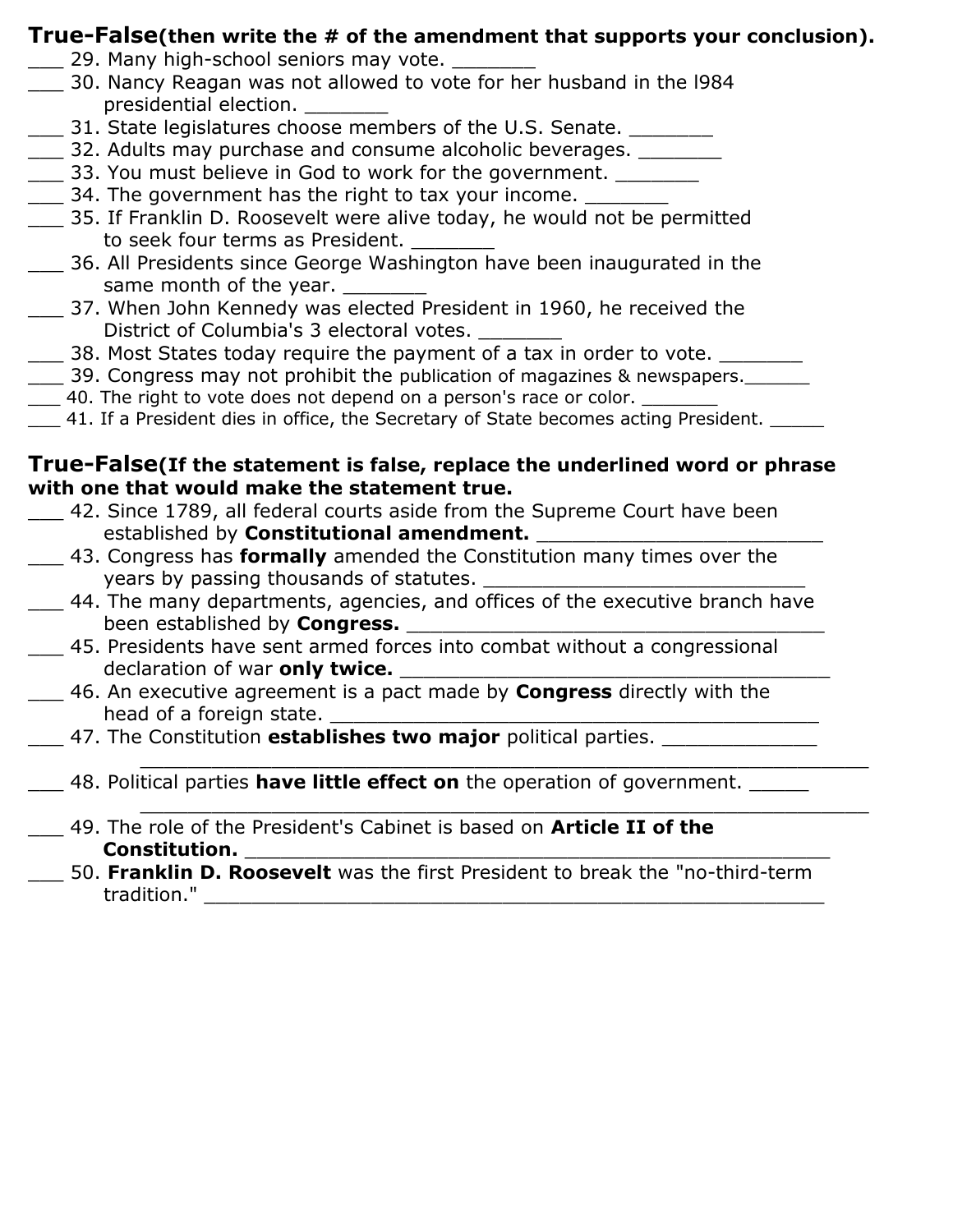**True-False(then write the # of the amendment that supports your conclusion).**

___ 29. Many high-school seniors may vote. _______

___ 30. Nancy Reagan was not allowed to vote for her husband in the l984 presidential election. _______

___ 31. State legislatures choose members of the U.S. Senate. _______

___ 32. Adults may purchase and consume alcoholic beverages. _______

___ 33. You must believe in God to work for the government. _______

___ 34. The government has the right to tax your income. _______

___ 35. If Franklin D. Roosevelt were alive today, he would not be permitted to seek four terms as President. _______

___ 36. All Presidents since George Washington have been inaugurated in the same month of the year. _______

___ 37. When John Kennedy was elected President in 1960, he received the District of Columbia's 3 electoral votes. _______

___ 38. Most States today require the payment of a tax in order to vote. _______

___ 39. Congress may not prohibit the publication of magazines & newspapers.______

___ 40. The right to vote does not depend on a person's race or color. _______

___ 41. If a President dies in office, the Secretary of State becomes acting President. _____

**True-False(If the statement is false, replace the underlined word or phrase with one that would make the statement true.**

___ 42. Since 1789, all federal courts aside from the Supreme Court have been established by **Constitutional amendment.** _______________________

___ 43. Congress has **formally** amended the Constitution many times over the years by passing thousands of statutes. ___________________________

___ 44. The many departments, agencies, and offices of the executive branch have been established by **Congress.** ___________________________________

___ 45. Presidents have sent armed forces into combat without a congressional declaration of war **only twice.** ___________________________________

___ 46. An executive agreement is a pact made by **Congress** directly with the head of a foreign state. _________________________________________

___ 47. The Constitution **establishes two major** political parties. _____________
____________________________________________________________

___ 48. Political parties **have little effect on** the operation of government. _____
____________________________________________________________

___ 49. The role of the President's Cabinet is based on **Article II of the Constitution.** ______________________________________________

___ 50. **Franklin D. Roosevelt** was the first President to break the "no-third-term tradition." _______________________________________________